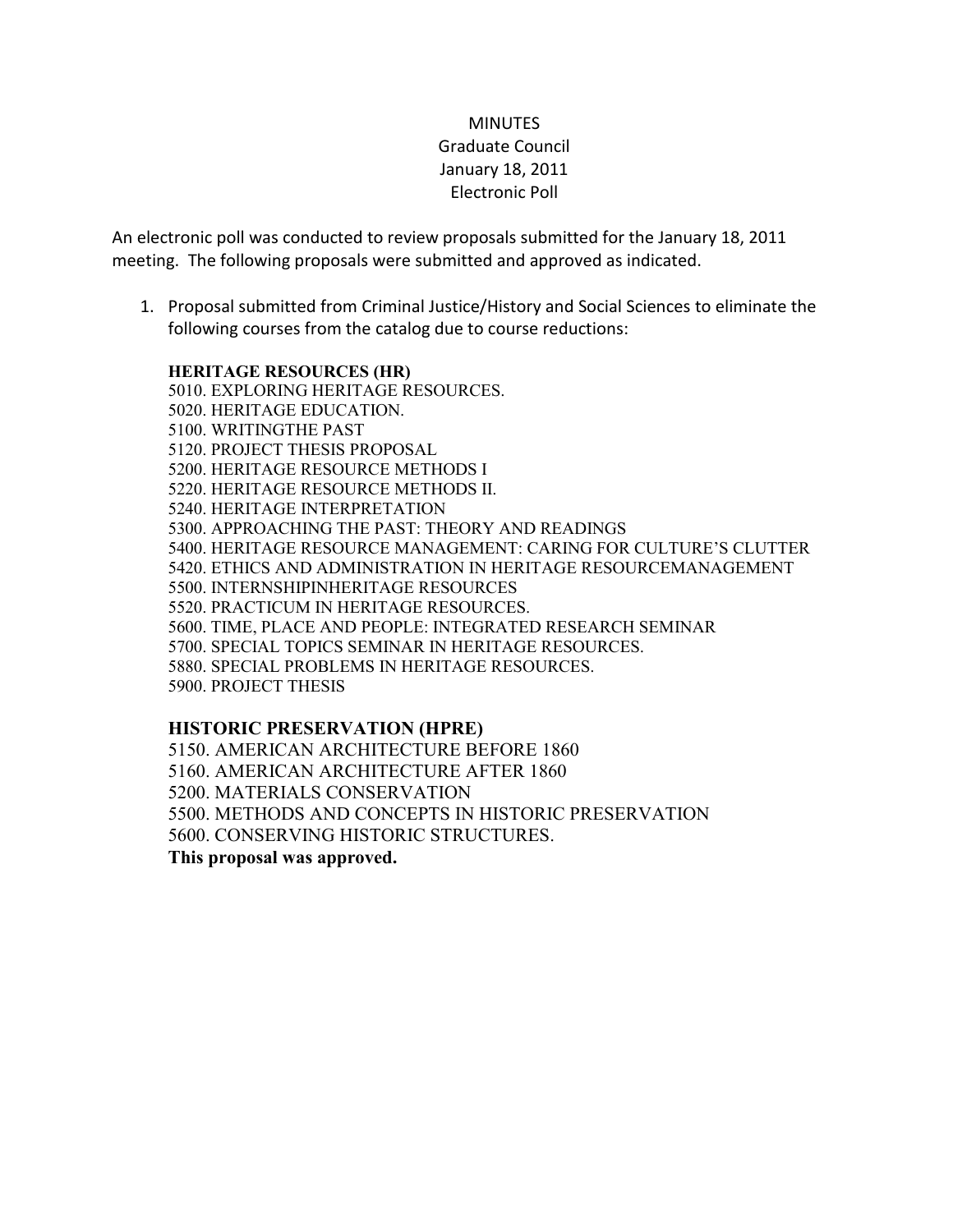# MINUTES
## Graduate Council
## January 18, 2011
## Electronic Poll

An electronic poll was conducted to review proposals submitted for the January 18, 2011 meeting. The following proposals were submitted and approved as indicated.

1. Proposal submitted from Criminal Justice/History and Social Sciences to eliminate the following courses from the catalog due to course reductions:

   **HERITAGE RESOURCES (HR)**
   5010. EXPLORING HERITAGE RESOURCES.
   5020. HERITAGE EDUCATION.
   5100. WRITINGTHE PAST
   5120. PROJECT THESIS PROPOSAL
   5200. HERITAGE RESOURCE METHODS I
   5220. HERITAGE RESOURCE METHODS II.
   5240. HERITAGE INTERPRETATION
   5300. APPROACHING THE PAST: THEORY AND READINGS
   5400. HERITAGE RESOURCE MANAGEMENT: CARING FOR CULTURE'S CLUTTER
   5420. ETHICS AND ADMINISTRATION IN HERITAGE RESOURCEMANAGEMENT
   5500. INTERNSHIPINHERITAGE RESOURCES
   5520. PRACTICUM IN HERITAGE RESOURCES.
   5600. TIME, PLACE AND PEOPLE: INTEGRATED RESEARCH SEMINAR
   5700. SPECIAL TOPICS SEMINAR IN HERITAGE RESOURCES.
   5880. SPECIAL PROBLEMS IN HERITAGE RESOURCES.
   5900. PROJECT THESIS

   **HISTORIC PRESERVATION (HPRE)**
   5150. AMERICAN ARCHITECTURE BEFORE 1860
   5160. AMERICAN ARCHITECTURE AFTER 1860
   5200. MATERIALS CONSERVATION
   5500. METHODS AND CONCEPTS IN HISTORIC PRESERVATION
   5600. CONSERVING HISTORIC STRUCTURES.
   **This proposal was approved.**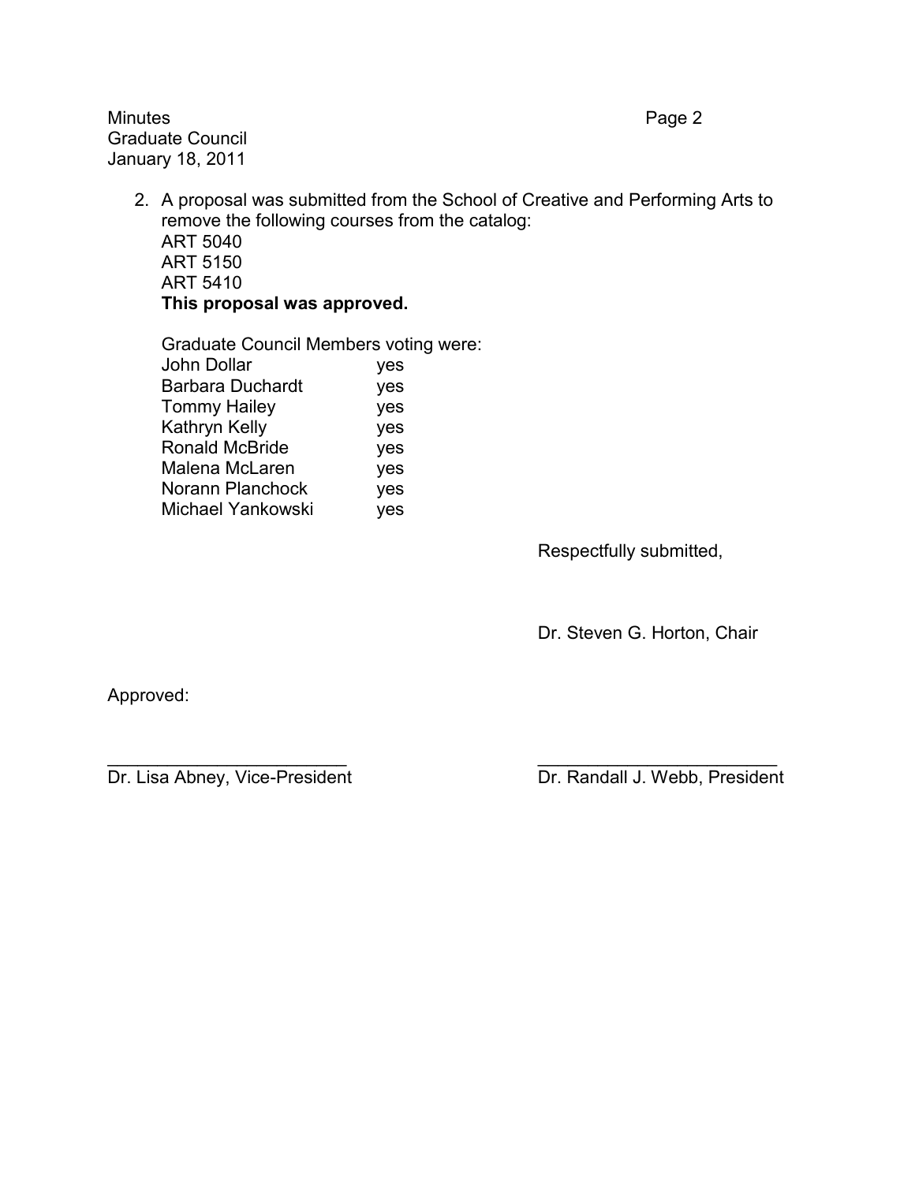2. A proposal was submitted from the School of Creative and Performing Arts to remove the following courses from the catalog:
   ART 5040
   ART 5150
   ART 5410
   **This proposal was approved.**

   Graduate Council Members voting were:

| | |
|---|---|
| John Dollar | yes |
| Barbara Duchardt | yes |
| Tommy Hailey | yes |
| Kathryn Kelly | yes |
| Ronald McBride | yes |
| Malena McLaren | yes |
| Norann Planchock | yes |
| Michael Yankowski | yes |

Respectfully submitted,

Dr. Steven G. Horton, Chair

Approved:

\_\_\_\_\_\_\_\_\_\_\_\_\_\_\_\_\_\_\_\_\_\_\_\_\_
Dr. Lisa Abney, Vice-President

\_\_\_\_\_\_\_\_\_\_\_\_\_\_\_\_\_\_\_\_\_\_\_\_\_
Dr. Randall J. Webb, President